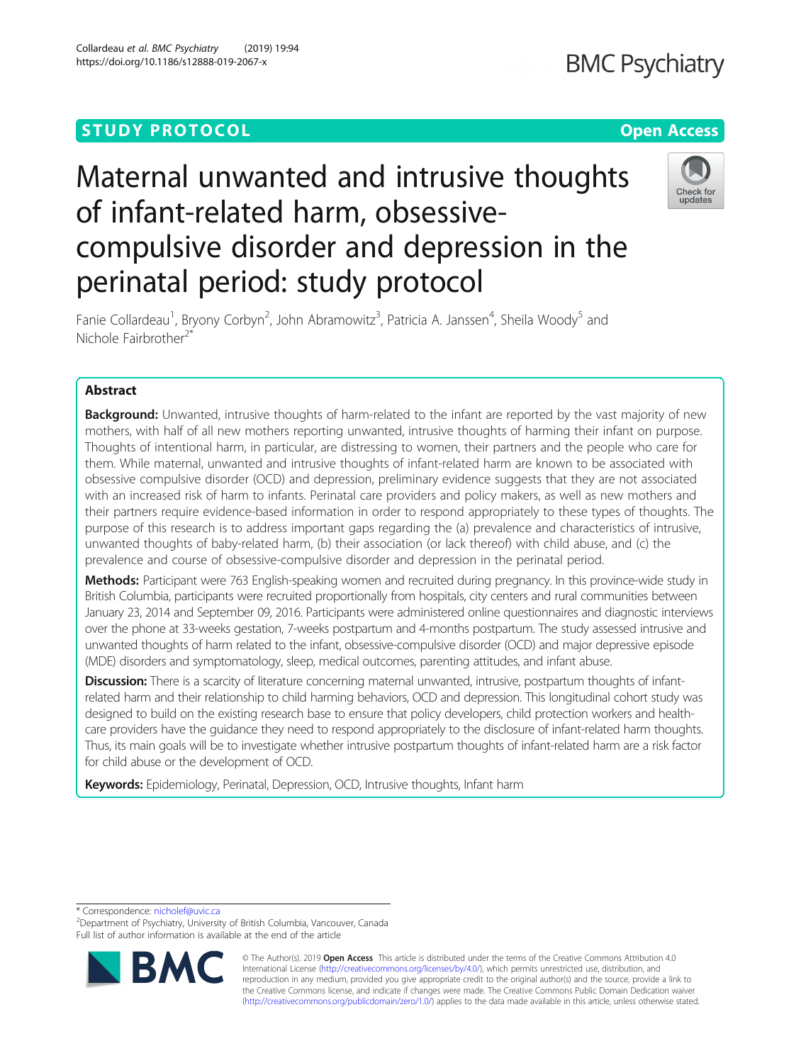STUDY PROTOCOL

Open Access

# Maternal unwanted and intrusive thoughts of infant-related harm, obsessive-compulsive disorder and depression in the perinatal period: study protocol

Fanie Collardeau[1], Bryony Corbyn[2], John Abramowitz[3], Patricia A. Janssen[4], Sheila Woody[5] and Nichole Fairbrother[2*]

## Abstract

**Background:** Unwanted, intrusive thoughts of harm-related to the infant are reported by the vast majority of new mothers, with half of all new mothers reporting unwanted, intrusive thoughts of harming their infant on purpose. Thoughts of intentional harm, in particular, are distressing to women, their partners and the people who care for them. While maternal, unwanted and intrusive thoughts of infant-related harm are known to be associated with obsessive compulsive disorder (OCD) and depression, preliminary evidence suggests that they are not associated with an increased risk of harm to infants. Perinatal care providers and policy makers, as well as new mothers and their partners require evidence-based information in order to respond appropriately to these types of thoughts. The purpose of this research is to address important gaps regarding the (a) prevalence and characteristics of intrusive, unwanted thoughts of baby-related harm, (b) their association (or lack thereof) with child abuse, and (c) the prevalence and course of obsessive-compulsive disorder and depression in the perinatal period.

**Methods:** Participant were 763 English-speaking women and recruited during pregnancy. In this province-wide study in British Columbia, participants were recruited proportionally from hospitals, city centers and rural communities between January 23, 2014 and September 09, 2016. Participants were administered online questionnaires and diagnostic interviews over the phone at 33-weeks gestation, 7-weeks postpartum and 4-months postpartum. The study assessed intrusive and unwanted thoughts of harm related to the infant, obsessive-compulsive disorder (OCD) and major depressive episode (MDE) disorders and symptomatology, sleep, medical outcomes, parenting attitudes, and infant abuse.

**Discussion:** There is a scarcity of literature concerning maternal unwanted, intrusive, postpartum thoughts of infant-related harm and their relationship to child harming behaviors, OCD and depression. This longitudinal cohort study was designed to build on the existing research base to ensure that policy developers, child protection workers and health-care providers have the guidance they need to respond appropriately to the disclosure of infant-related harm thoughts. Thus, its main goals will be to investigate whether intrusive postpartum thoughts of infant-related harm are a risk factor for child abuse or the development of OCD.

**Keywords:** Epidemiology, Perinatal, Depression, OCD, Intrusive thoughts, Infant harm

---

* Correspondence: nicholef@uvic.ca
[2]Department of Psychiatry, University of British Columbia, Vancouver, Canada
Full list of author information is available at the end of the article

© The Author(s). 2019 **Open Access** This article is distributed under the terms of the Creative Commons Attribution 4.0 International License (http://creativecommons.org/licenses/by/4.0/), which permits unrestricted use, distribution, and reproduction in any medium, provided you give appropriate credit to the original author(s) and the source, provide a link to the Creative Commons license, and indicate if changes were made. The Creative Commons Public Domain Dedication waiver (http://creativecommons.org/publicdomain/zero/1.0/) applies to the data made available in this article, unless otherwise stated.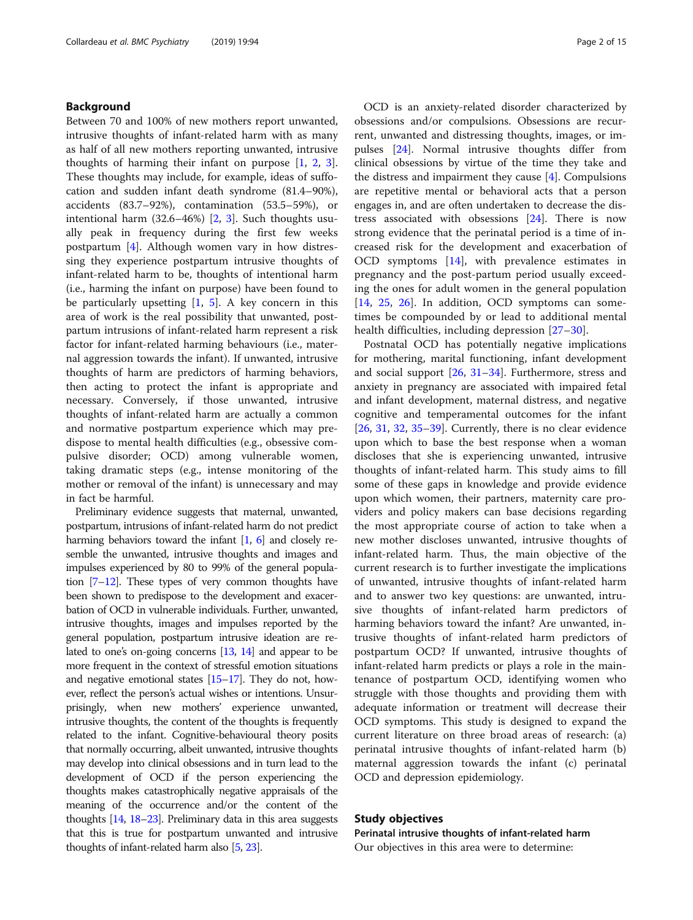## Background

Between 70 and 100% of new mothers report unwanted, intrusive thoughts of infant-related harm with as many as half of all new mothers reporting unwanted, intrusive thoughts of harming their infant on purpose [1, 2, 3]. These thoughts may include, for example, ideas of suffocation and sudden infant death syndrome (81.4–90%), accidents (83.7–92%), contamination (53.5–59%), or intentional harm (32.6–46%) [2, 3]. Such thoughts usually peak in frequency during the first few weeks postpartum [4]. Although women vary in how distressing they experience postpartum intrusive thoughts of infant-related harm to be, thoughts of intentional harm (i.e., harming the infant on purpose) have been found to be particularly upsetting [1, 5]. A key concern in this area of work is the real possibility that unwanted, postpartum intrusions of infant-related harm represent a risk factor for infant-related harming behaviours (i.e., maternal aggression towards the infant). If unwanted, intrusive thoughts of harm are predictors of harming behaviors, then acting to protect the infant is appropriate and necessary. Conversely, if those unwanted, intrusive thoughts of infant-related harm are actually a common and normative postpartum experience which may predispose to mental health difficulties (e.g., obsessive compulsive disorder; OCD) among vulnerable women, taking dramatic steps (e.g., intense monitoring of the mother or removal of the infant) is unnecessary and may in fact be harmful.

Preliminary evidence suggests that maternal, unwanted, postpartum, intrusions of infant-related harm do not predict harming behaviors toward the infant [1, 6] and closely resemble the unwanted, intrusive thoughts and images and impulses experienced by 80 to 99% of the general population [7–12]. These types of very common thoughts have been shown to predispose to the development and exacerbation of OCD in vulnerable individuals. Further, unwanted, intrusive thoughts, images and impulses reported by the general population, postpartum intrusive ideation are related to one's on-going concerns [13, 14] and appear to be more frequent in the context of stressful emotion situations and negative emotional states [15–17]. They do not, however, reflect the person's actual wishes or intentions. Unsurprisingly, when new mothers' experience unwanted, intrusive thoughts, the content of the thoughts is frequently related to the infant. Cognitive-behavioural theory posits that normally occurring, albeit unwanted, intrusive thoughts may develop into clinical obsessions and in turn lead to the development of OCD if the person experiencing the thoughts makes catastrophically negative appraisals of the meaning of the occurrence and/or the content of the thoughts [14, 18–23]. Preliminary data in this area suggests that this is true for postpartum unwanted and intrusive thoughts of infant-related harm also [5, 23].

OCD is an anxiety-related disorder characterized by obsessions and/or compulsions. Obsessions are recurrent, unwanted and distressing thoughts, images, or impulses [24]. Normal intrusive thoughts differ from clinical obsessions by virtue of the time they take and the distress and impairment they cause [4]. Compulsions are repetitive mental or behavioral acts that a person engages in, and are often undertaken to decrease the distress associated with obsessions [24]. There is now strong evidence that the perinatal period is a time of increased risk for the development and exacerbation of OCD symptoms [14], with prevalence estimates in pregnancy and the post-partum period usually exceeding the ones for adult women in the general population [14, 25, 26]. In addition, OCD symptoms can sometimes be compounded by or lead to additional mental health difficulties, including depression [27–30].

Postnatal OCD has potentially negative implications for mothering, marital functioning, infant development and social support [26, 31–34]. Furthermore, stress and anxiety in pregnancy are associated with impaired fetal and infant development, maternal distress, and negative cognitive and temperamental outcomes for the infant [26, 31, 32, 35–39]. Currently, there is no clear evidence upon which to base the best response when a woman discloses that she is experiencing unwanted, intrusive thoughts of infant-related harm. This study aims to fill some of these gaps in knowledge and provide evidence upon which women, their partners, maternity care providers and policy makers can base decisions regarding the most appropriate course of action to take when a new mother discloses unwanted, intrusive thoughts of infant-related harm. Thus, the main objective of the current research is to further investigate the implications of unwanted, intrusive thoughts of infant-related harm and to answer two key questions: are unwanted, intrusive thoughts of infant-related harm predictors of harming behaviors toward the infant? Are unwanted, intrusive thoughts of infant-related harm predictors of postpartum OCD? If unwanted, intrusive thoughts of infant-related harm predicts or plays a role in the maintenance of postpartum OCD, identifying women who struggle with those thoughts and providing them with adequate information or treatment will decrease their OCD symptoms. This study is designed to expand the current literature on three broad areas of research: (a) perinatal intrusive thoughts of infant-related harm (b) maternal aggression towards the infant (c) perinatal OCD and depression epidemiology.

## Study objectives

### Perinatal intrusive thoughts of infant-related harm

Our objectives in this area were to determine: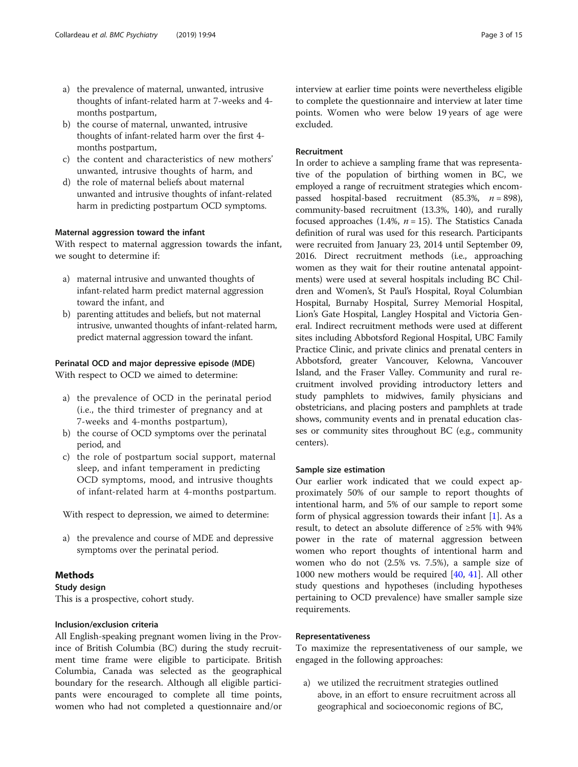a) the prevalence of maternal, unwanted, intrusive thoughts of infant-related harm at 7-weeks and 4-months postpartum,
b) the course of maternal, unwanted, intrusive thoughts of infant-related harm over the first 4-months postpartum,
c) the content and characteristics of new mothers' unwanted, intrusive thoughts of harm, and
d) the role of maternal beliefs about maternal unwanted and intrusive thoughts of infant-related harm in predicting postpartum OCD symptoms.

#### Maternal aggression toward the infant

With respect to maternal aggression towards the infant, we sought to determine if:

a) maternal intrusive and unwanted thoughts of infant-related harm predict maternal aggression toward the infant, and
b) parenting attitudes and beliefs, but not maternal intrusive, unwanted thoughts of infant-related harm, predict maternal aggression toward the infant.

#### Perinatal OCD and major depressive episode (MDE)

With respect to OCD we aimed to determine:

a) the prevalence of OCD in the perinatal period (i.e., the third trimester of pregnancy and at 7-weeks and 4-months postpartum),
b) the course of OCD symptoms over the perinatal period, and
c) the role of postpartum social support, maternal sleep, and infant temperament in predicting OCD symptoms, mood, and intrusive thoughts of infant-related harm at 4-months postpartum.

With respect to depression, we aimed to determine:

a) the prevalence and course of MDE and depressive symptoms over the perinatal period.

## Methods

### Study design

This is a prospective, cohort study.

### Inclusion/exclusion criteria

All English-speaking pregnant women living in the Province of British Columbia (BC) during the study recruitment time frame were eligible to participate. British Columbia, Canada was selected as the geographical boundary for the research. Although all eligible participants were encouraged to complete all time points, women who had not completed a questionnaire and/or interview at earlier time points were nevertheless eligible to complete the questionnaire and interview at later time points. Women who were below 19 years of age were excluded.

### Recruitment

In order to achieve a sampling frame that was representative of the population of birthing women in BC, we employed a range of recruitment strategies which encompassed hospital-based recruitment (85.3%, $n = 898$), community-based recruitment (13.3%, 140), and rurally focused approaches (1.4%, $n = 15$). The Statistics Canada definition of rural was used for this research. Participants were recruited from January 23, 2014 until September 09, 2016. Direct recruitment methods (i.e., approaching women as they wait for their routine antenatal appointments) were used at several hospitals including BC Children and Women's, St Paul's Hospital, Royal Columbian Hospital, Burnaby Hospital, Surrey Memorial Hospital, Lion's Gate Hospital, Langley Hospital and Victoria General. Indirect recruitment methods were used at different sites including Abbotsford Regional Hospital, UBC Family Practice Clinic, and private clinics and prenatal centers in Abbotsford, greater Vancouver, Kelowna, Vancouver Island, and the Fraser Valley. Community and rural recruitment involved providing introductory letters and study pamphlets to midwives, family physicians and obstetricians, and placing posters and pamphlets at trade shows, community events and in prenatal education classes or community sites throughout BC (e.g., community centers).

### Sample size estimation

Our earlier work indicated that we could expect approximately 50% of our sample to report thoughts of intentional harm, and 5% of our sample to report some form of physical aggression towards their infant [1]. As a result, to detect an absolute difference of ≥5% with 94% power in the rate of maternal aggression between women who report thoughts of intentional harm and women who do not (2.5% vs. 7.5%), a sample size of 1000 new mothers would be required [40, 41]. All other study questions and hypotheses (including hypotheses pertaining to OCD prevalence) have smaller sample size requirements.

### Representativeness

To maximize the representativeness of our sample, we engaged in the following approaches:

a) we utilized the recruitment strategies outlined above, in an effort to ensure recruitment across all geographical and socioeconomic regions of BC,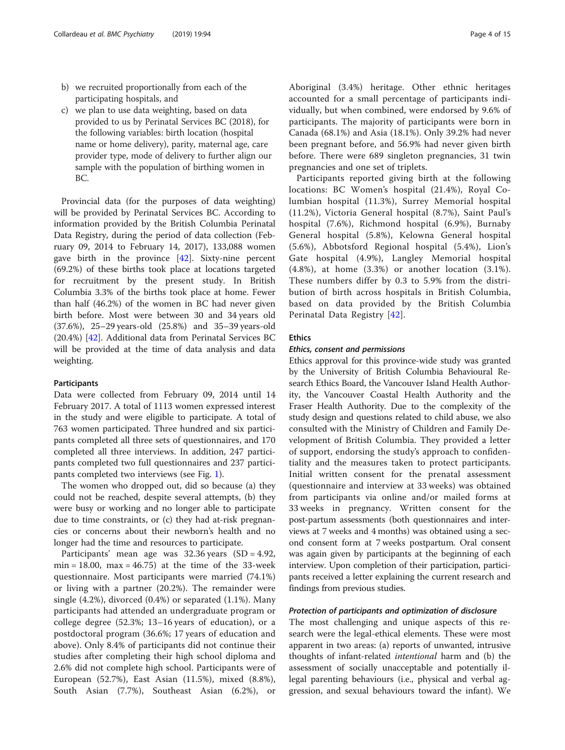b) we recruited proportionally from each of the participating hospitals, and
c) we plan to use data weighting, based on data provided to us by Perinatal Services BC (2018), for the following variables: birth location (hospital name or home delivery), parity, maternal age, care provider type, mode of delivery to further align our sample with the population of birthing women in BC.

Provincial data (for the purposes of data weighting) will be provided by Perinatal Services BC. According to information provided by the British Columbia Perinatal Data Registry, during the period of data collection (February 09, 2014 to February 14, 2017), 133,088 women gave birth in the province [42]. Sixty-nine percent (69.2%) of these births took place at locations targeted for recruitment by the present study. In British Columbia 3.3% of the births took place at home. Fewer than half (46.2%) of the women in BC had never given birth before. Most were between 30 and 34 years old (37.6%), 25–29 years-old (25.8%) and 35–39 years-old (20.4%) [42]. Additional data from Perinatal Services BC will be provided at the time of data analysis and data weighting.

### Participants

Data were collected from February 09, 2014 until 14 February 2017. A total of 1113 women expressed interest in the study and were eligible to participate. A total of 763 women participated. Three hundred and six participants completed all three sets of questionnaires, and 170 completed all three interviews. In addition, 247 participants completed two full questionnaires and 237 participants completed two interviews (see Fig. 1).

The women who dropped out, did so because (a) they could not be reached, despite several attempts, (b) they were busy or working and no longer able to participate due to time constraints, or (c) they had at-risk pregnancies or concerns about their newborn's health and no longer had the time and resources to participate.

Participants' mean age was 32.36 years (SD = 4.92, min = 18.00, max = 46.75) at the time of the 33-week questionnaire. Most participants were married (74.1%) or living with a partner (20.2%). The remainder were single (4.2%), divorced (0.4%) or separated (1.1%). Many participants had attended an undergraduate program or college degree (52.3%; 13–16 years of education), or a postdoctoral program (36.6%; 17 years of education and above). Only 8.4% of participants did not continue their studies after completing their high school diploma and 2.6% did not complete high school. Participants were of European (52.7%), East Asian (11.5%), mixed (8.8%), South Asian (7.7%), Southeast Asian (6.2%), or Aboriginal (3.4%) heritage. Other ethnic heritages accounted for a small percentage of participants individually, but when combined, were endorsed by 9.6% of participants. The majority of participants were born in Canada (68.1%) and Asia (18.1%). Only 39.2% had never been pregnant before, and 56.9% had never given birth before. There were 689 singleton pregnancies, 31 twin pregnancies and one set of triplets.

Participants reported giving birth at the following locations: BC Women's hospital (21.4%), Royal Columbian hospital (11.3%), Surrey Memorial hospital (11.2%), Victoria General hospital (8.7%), Saint Paul's hospital (7.6%), Richmond hospital (6.9%), Burnaby General hospital (5.8%), Kelowna General hospital (5.6%), Abbotsford Regional hospital (5.4%), Lion's Gate hospital (4.9%), Langley Memorial hospital (4.8%), at home (3.3%) or another location (3.1%). These numbers differ by 0.3 to 5.9% from the distribution of birth across hospitals in British Columbia, based on data provided by the British Columbia Perinatal Data Registry [42].

### Ethics

#### *Ethics, consent and permissions*

Ethics approval for this province-wide study was granted by the University of British Columbia Behavioural Research Ethics Board, the Vancouver Island Health Authority, the Vancouver Coastal Health Authority and the Fraser Health Authority. Due to the complexity of the study design and questions related to child abuse, we also consulted with the Ministry of Children and Family Development of British Columbia. They provided a letter of support, endorsing the study's approach to confidentiality and the measures taken to protect participants. Initial written consent for the prenatal assessment (questionnaire and interview at 33 weeks) was obtained from participants via online and/or mailed forms at 33 weeks in pregnancy. Written consent for the post-partum assessments (both questionnaires and interviews at 7 weeks and 4 months) was obtained using a second consent form at 7 weeks postpartum. Oral consent was again given by participants at the beginning of each interview. Upon completion of their participation, participants received a letter explaining the current research and findings from previous studies.

#### *Protection of participants and optimization of disclosure*

The most challenging and unique aspects of this research were the legal-ethical elements. These were most apparent in two areas: (a) reports of unwanted, intrusive thoughts of infant-related *intentional* harm and (b) the assessment of socially unacceptable and potentially illegal parenting behaviours (i.e., physical and verbal aggression, and sexual behaviours toward the infant). We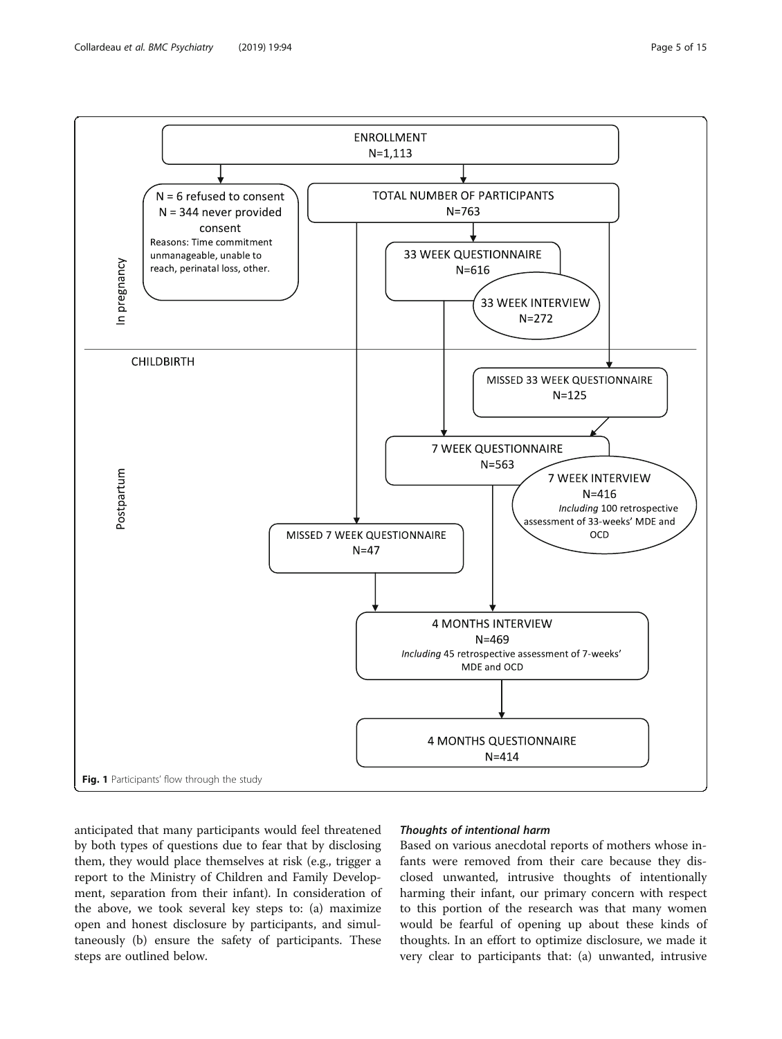ENROLLMENT
N=1,113

N = 6 refused to consent
N = 344 never provided consent
Reasons: Time commitment unmanageable, unable to reach, perinatal loss, other.

TOTAL NUMBER OF PARTICIPANTS
N=763

In pregnancy

33 WEEK QUESTIONNAIRE
N=616

33 WEEK INTERVIEW
N=272

CHILDBIRTH

MISSED 33 WEEK QUESTIONNAIRE
N=125

Postpartum

7 WEEK QUESTIONNAIRE
N=563

7 WEEK INTERVIEW
N=416
*Including* 100 retrospective assessment of 33-weeks' MDE and OCD

MISSED 7 WEEK QUESTIONNAIRE
N=47

4 MONTHS INTERVIEW
N=469
*Including* 45 retrospective assessment of 7-weeks' MDE and OCD

4 MONTHS QUESTIONNAIRE
N=414

**Fig. 1** Participants' flow through the study

anticipated that many participants would feel threatened by both types of questions due to fear that by disclosing them, they would place themselves at risk (e.g., trigger a report to the Ministry of Children and Family Development, separation from their infant). In consideration of the above, we took several key steps to: (a) maximize open and honest disclosure by participants, and simultaneously (b) ensure the safety of participants. These steps are outlined below.

#### *Thoughts of intentional harm*

Based on various anecdotal reports of mothers whose infants were removed from their care because they disclosed unwanted, intrusive thoughts of intentionally harming their infant, our primary concern with respect to this portion of the research was that many women would be fearful of opening up about these kinds of thoughts. In an effort to optimize disclosure, we made it very clear to participants that: (a) unwanted, intrusive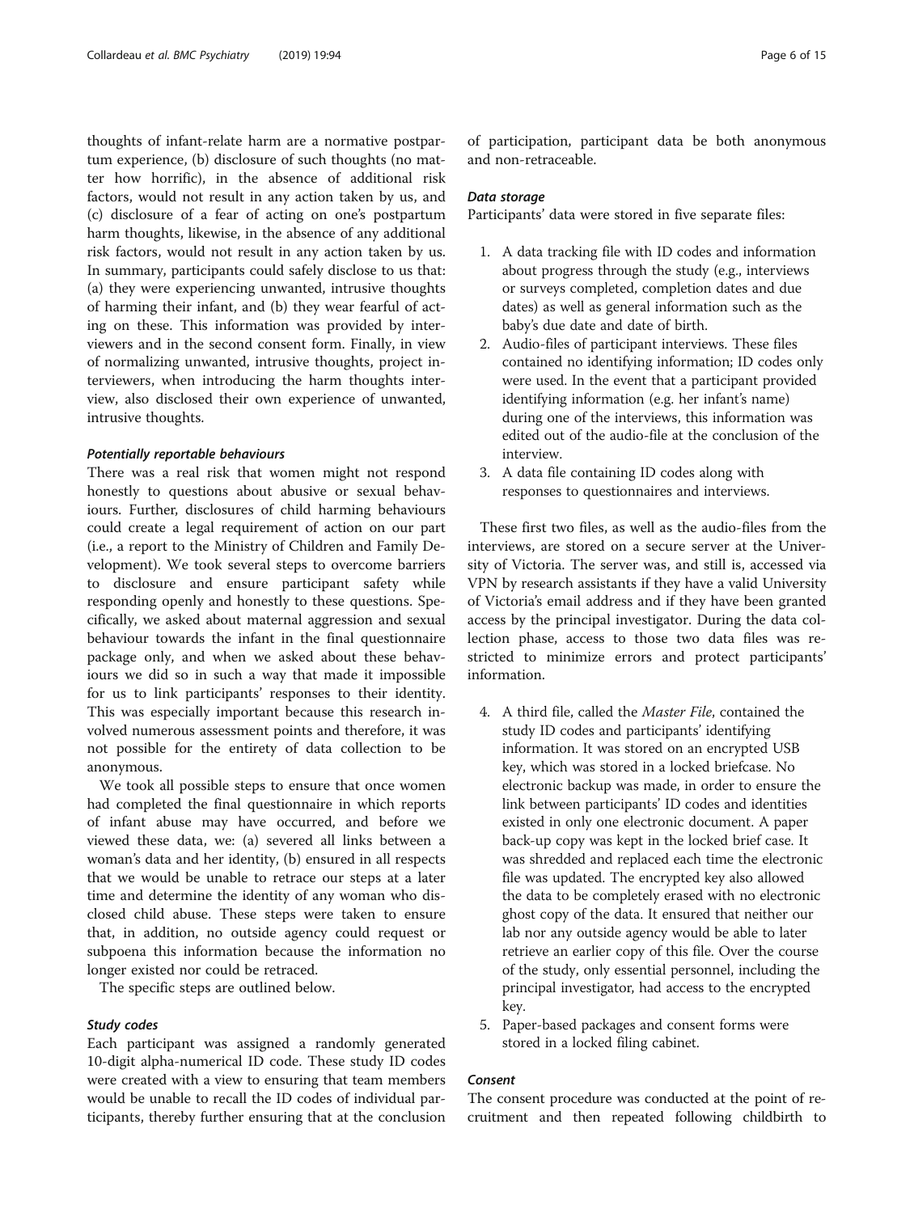thoughts of infant-relate harm are a normative postpartum experience, (b) disclosure of such thoughts (no matter how horrific), in the absence of additional risk factors, would not result in any action taken by us, and (c) disclosure of a fear of acting on one's postpartum harm thoughts, likewise, in the absence of any additional risk factors, would not result in any action taken by us. In summary, participants could safely disclose to us that: (a) they were experiencing unwanted, intrusive thoughts of harming their infant, and (b) they wear fearful of acting on these. This information was provided by interviewers and in the second consent form. Finally, in view of normalizing unwanted, intrusive thoughts, project interviewers, when introducing the harm thoughts interview, also disclosed their own experience of unwanted, intrusive thoughts.

#### *Potentially reportable behaviours*

There was a real risk that women might not respond honestly to questions about abusive or sexual behaviours. Further, disclosures of child harming behaviours could create a legal requirement of action on our part (i.e., a report to the Ministry of Children and Family Development). We took several steps to overcome barriers to disclosure and ensure participant safety while responding openly and honestly to these questions. Specifically, we asked about maternal aggression and sexual behaviour towards the infant in the final questionnaire package only, and when we asked about these behaviours we did so in such a way that made it impossible for us to link participants' responses to their identity. This was especially important because this research involved numerous assessment points and therefore, it was not possible for the entirety of data collection to be anonymous.

We took all possible steps to ensure that once women had completed the final questionnaire in which reports of infant abuse may have occurred, and before we viewed these data, we: (a) severed all links between a woman's data and her identity, (b) ensured in all respects that we would be unable to retrace our steps at a later time and determine the identity of any woman who disclosed child abuse. These steps were taken to ensure that, in addition, no outside agency could request or subpoena this information because the information no longer existed nor could be retraced.

The specific steps are outlined below.

#### *Study codes*

Each participant was assigned a randomly generated 10-digit alpha-numerical ID code. These study ID codes were created with a view to ensuring that team members would be unable to recall the ID codes of individual participants, thereby further ensuring that at the conclusion of participation, participant data be both anonymous and non-retraceable.

#### *Data storage*

Participants' data were stored in five separate files:

1. A data tracking file with ID codes and information about progress through the study (e.g., interviews or surveys completed, completion dates and due dates) as well as general information such as the baby's due date and date of birth.
2. Audio-files of participant interviews. These files contained no identifying information; ID codes only were used. In the event that a participant provided identifying information (e.g. her infant's name) during one of the interviews, this information was edited out of the audio-file at the conclusion of the interview.
3. A data file containing ID codes along with responses to questionnaires and interviews.

These first two files, as well as the audio-files from the interviews, are stored on a secure server at the University of Victoria. The server was, and still is, accessed via VPN by research assistants if they have a valid University of Victoria's email address and if they have been granted access by the principal investigator. During the data collection phase, access to those two data files was restricted to minimize errors and protect participants' information.

4. A third file, called the *Master File*, contained the study ID codes and participants' identifying information. It was stored on an encrypted USB key, which was stored in a locked briefcase. No electronic backup was made, in order to ensure the link between participants' ID codes and identities existed in only one electronic document. A paper back-up copy was kept in the locked brief case. It was shredded and replaced each time the electronic file was updated. The encrypted key also allowed the data to be completely erased with no electronic ghost copy of the data. It ensured that neither our lab nor any outside agency would be able to later retrieve an earlier copy of this file. Over the course of the study, only essential personnel, including the principal investigator, had access to the encrypted key.
5. Paper-based packages and consent forms were stored in a locked filing cabinet.

#### *Consent*

The consent procedure was conducted at the point of recruitment and then repeated following childbirth to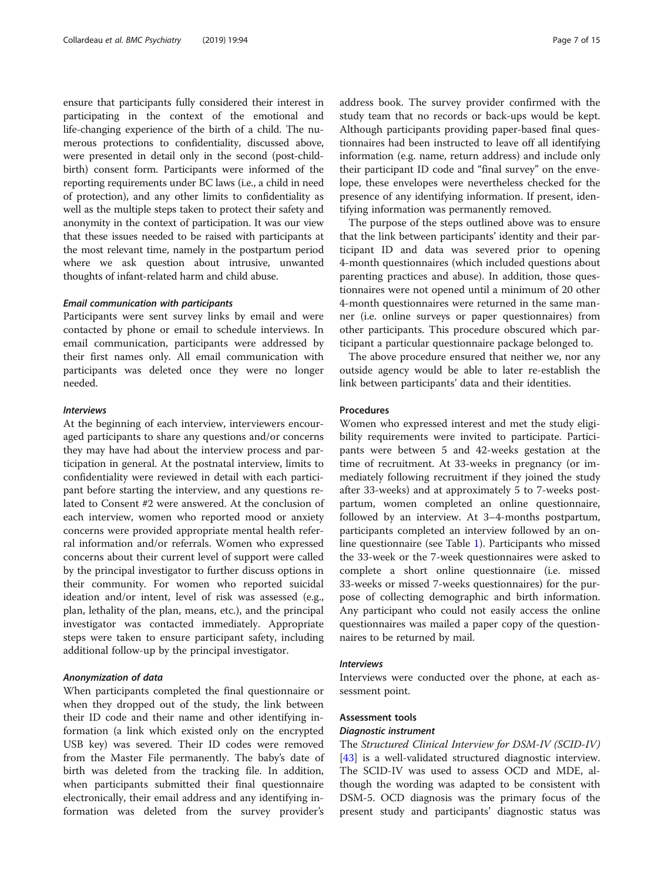ensure that participants fully considered their interest in participating in the context of the emotional and life-changing experience of the birth of a child. The numerous protections to confidentiality, discussed above, were presented in detail only in the second (post-childbirth) consent form. Participants were informed of the reporting requirements under BC laws (i.e., a child in need of protection), and any other limits to confidentiality as well as the multiple steps taken to protect their safety and anonymity in the context of participation. It was our view that these issues needed to be raised with participants at the most relevant time, namely in the postpartum period where we ask question about intrusive, unwanted thoughts of infant-related harm and child abuse.

#### *Email communication with participants*

Participants were sent survey links by email and were contacted by phone or email to schedule interviews. In email communication, participants were addressed by their first names only. All email communication with participants was deleted once they were no longer needed.

#### *Interviews*

At the beginning of each interview, interviewers encouraged participants to share any questions and/or concerns they may have had about the interview process and participation in general. At the postnatal interview, limits to confidentiality were reviewed in detail with each participant before starting the interview, and any questions related to Consent #2 were answered. At the conclusion of each interview, women who reported mood or anxiety concerns were provided appropriate mental health referral information and/or referrals. Women who expressed concerns about their current level of support were called by the principal investigator to further discuss options in their community. For women who reported suicidal ideation and/or intent, level of risk was assessed (e.g., plan, lethality of the plan, means, etc.), and the principal investigator was contacted immediately. Appropriate steps were taken to ensure participant safety, including additional follow-up by the principal investigator.

#### *Anonymization of data*

When participants completed the final questionnaire or when they dropped out of the study, the link between their ID code and their name and other identifying information (a link which existed only on the encrypted USB key) was severed. Their ID codes were removed from the Master File permanently. The baby's date of birth was deleted from the tracking file. In addition, when participants submitted their final questionnaire electronically, their email address and any identifying information was deleted from the survey provider's address book. The survey provider confirmed with the study team that no records or back-ups would be kept. Although participants providing paper-based final questionnaires had been instructed to leave off all identifying information (e.g. name, return address) and include only their participant ID code and "final survey" on the envelope, these envelopes were nevertheless checked for the presence of any identifying information. If present, identifying information was permanently removed.

The purpose of the steps outlined above was to ensure that the link between participants' identity and their participant ID and data was severed prior to opening 4-month questionnaires (which included questions about parenting practices and abuse). In addition, those questionnaires were not opened until a minimum of 20 other 4-month questionnaires were returned in the same manner (i.e. online surveys or paper questionnaires) from other participants. This procedure obscured which participant a particular questionnaire package belonged to.

The above procedure ensured that neither we, nor any outside agency would be able to later re-establish the link between participants' data and their identities.

### Procedures

Women who expressed interest and met the study eligibility requirements were invited to participate. Participants were between 5 and 42-weeks gestation at the time of recruitment. At 33-weeks in pregnancy (or immediately following recruitment if they joined the study after 33-weeks) and at approximately 5 to 7-weeks postpartum, women completed an online questionnaire, followed by an interview. At 3–4-months postpartum, participants completed an interview followed by an online questionnaire (see Table 1). Participants who missed the 33-week or the 7-week questionnaires were asked to complete a short online questionnaire (i.e. missed 33-weeks or missed 7-weeks questionnaires) for the purpose of collecting demographic and birth information. Any participant who could not easily access the online questionnaires was mailed a paper copy of the questionnaires to be returned by mail.

#### *Interviews*

Interviews were conducted over the phone, at each assessment point.

### Assessment tools

#### *Diagnostic instrument*

The *Structured Clinical Interview for DSM-IV (SCID-IV)* [43] is a well-validated structured diagnostic interview. The SCID-IV was used to assess OCD and MDE, although the wording was adapted to be consistent with DSM-5. OCD diagnosis was the primary focus of the present study and participants' diagnostic status was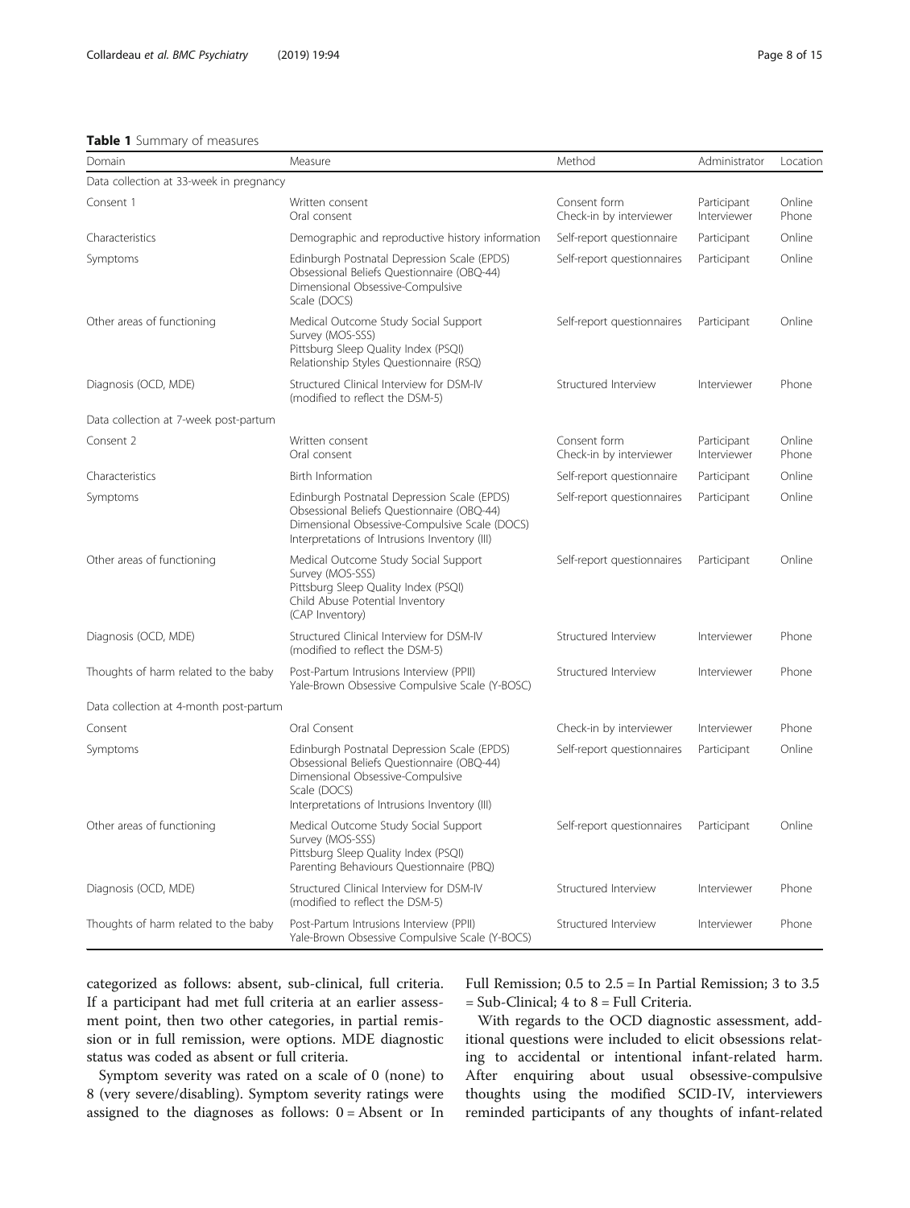**Table 1** Summary of measures

| Domain | Measure | Method | Administrator | Location |
|---|---|---|---|---|
| Data collection at 33-week in pregnancy | | | | |
| Consent 1 | Written consent<br>Oral consent | Consent form<br>Check-in by interviewer | Participant<br>Interviewer | Online<br>Phone |
| Characteristics | Demographic and reproductive history information | Self-report questionnaire | Participant | Online |
| Symptoms | Edinburgh Postnatal Depression Scale (EPDS)<br>Obsessional Beliefs Questionnaire (OBQ-44)<br>Dimensional Obsessive-Compulsive Scale (DOCS) | Self-report questionnaires | Participant | Online |
| Other areas of functioning | Medical Outcome Study Social Support Survey (MOS-SSS)<br>Pittsburg Sleep Quality Index (PSQI)<br>Relationship Styles Questionnaire (RSQ) | Self-report questionnaires | Participant | Online |
| Diagnosis (OCD, MDE) | Structured Clinical Interview for DSM-IV (modified to reflect the DSM-5) | Structured Interview | Interviewer | Phone |
| Data collection at 7-week post-partum | | | | |
| Consent 2 | Written consent<br>Oral consent | Consent form<br>Check-in by interviewer | Participant<br>Interviewer | Online<br>Phone |
| Characteristics | Birth Information | Self-report questionnaire | Participant | Online |
| Symptoms | Edinburgh Postnatal Depression Scale (EPDS)<br>Obsessional Beliefs Questionnaire (OBQ-44)<br>Dimensional Obsessive-Compulsive Scale (DOCS)<br>Interpretations of Intrusions Inventory (III) | Self-report questionnaires | Participant | Online |
| Other areas of functioning | Medical Outcome Study Social Support Survey (MOS-SSS)<br>Pittsburg Sleep Quality Index (PSQI)<br>Child Abuse Potential Inventory (CAP Inventory) | Self-report questionnaires | Participant | Online |
| Diagnosis (OCD, MDE) | Structured Clinical Interview for DSM-IV (modified to reflect the DSM-5) | Structured Interview | Interviewer | Phone |
| Thoughts of harm related to the baby | Post-Partum Intrusions Interview (PPII)<br>Yale-Brown Obsessive Compulsive Scale (Y-BOSC) | Structured Interview | Interviewer | Phone |
| Data collection at 4-month post-partum | | | | |
| Consent | Oral Consent | Check-in by interviewer | Interviewer | Phone |
| Symptoms | Edinburgh Postnatal Depression Scale (EPDS)<br>Obsessional Beliefs Questionnaire (OBQ-44)<br>Dimensional Obsessive-Compulsive Scale (DOCS)<br>Interpretations of Intrusions Inventory (III) | Self-report questionnaires | Participant | Online |
| Other areas of functioning | Medical Outcome Study Social Support Survey (MOS-SSS)<br>Pittsburg Sleep Quality Index (PSQI)<br>Parenting Behaviours Questionnaire (PBQ) | Self-report questionnaires | Participant | Online |
| Diagnosis (OCD, MDE) | Structured Clinical Interview for DSM-IV (modified to reflect the DSM-5) | Structured Interview | Interviewer | Phone |
| Thoughts of harm related to the baby | Post-Partum Intrusions Interview (PPII)<br>Yale-Brown Obsessive Compulsive Scale (Y-BOCS) | Structured Interview | Interviewer | Phone |

categorized as follows: absent, sub-clinical, full criteria. If a participant had met full criteria at an earlier assessment point, then two other categories, in partial remission or in full remission, were options. MDE diagnostic status was coded as absent or full criteria.

Symptom severity was rated on a scale of 0 (none) to 8 (very severe/disabling). Symptom severity ratings were assigned to the diagnoses as follows: 0 = Absent or In Full Remission; 0.5 to 2.5 = In Partial Remission; 3 to 3.5 = Sub-Clinical; 4 to 8 = Full Criteria.

With regards to the OCD diagnostic assessment, additional questions were included to elicit obsessions relating to accidental or intentional infant-related harm. After enquiring about usual obsessive-compulsive thoughts using the modified SCID-IV, interviewers reminded participants of any thoughts of infant-related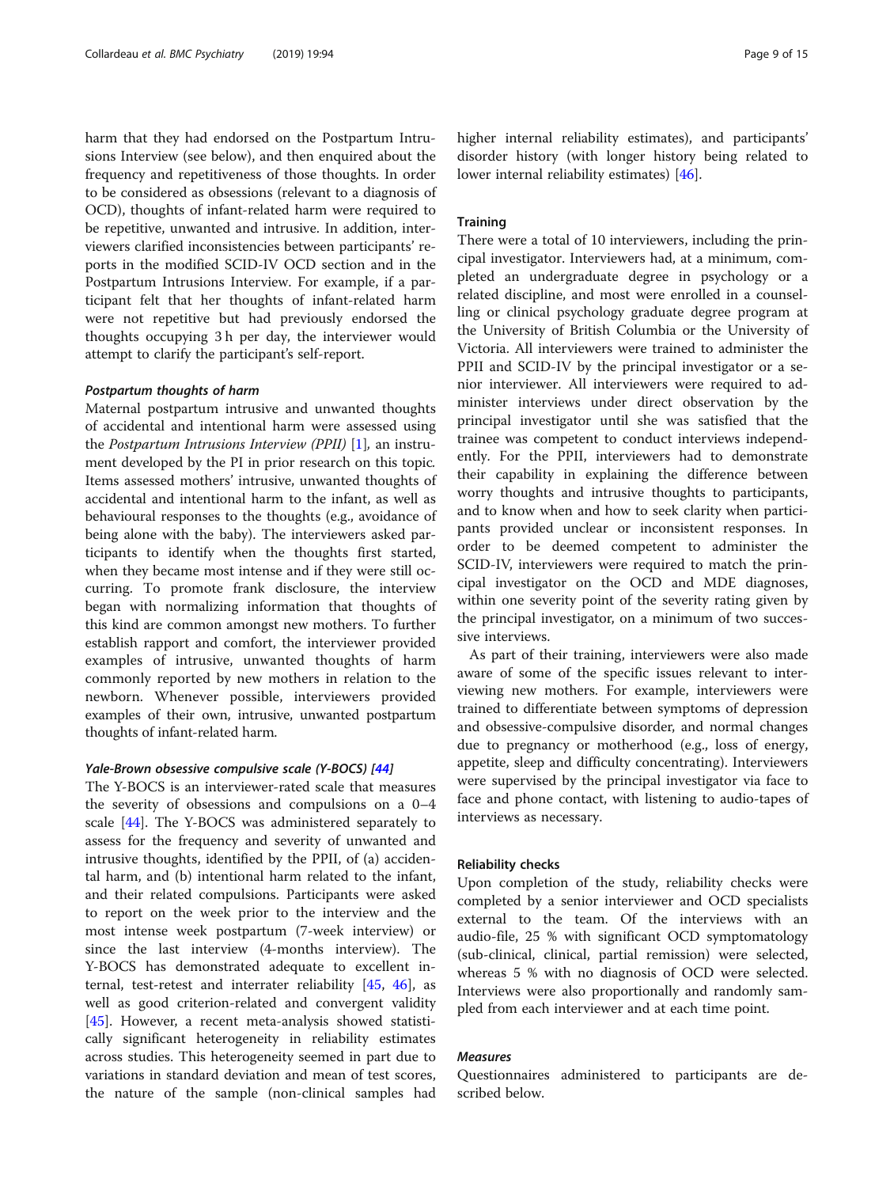harm that they had endorsed on the Postpartum Intrusions Interview (see below), and then enquired about the frequency and repetitiveness of those thoughts. In order to be considered as obsessions (relevant to a diagnosis of OCD), thoughts of infant-related harm were required to be repetitive, unwanted and intrusive. In addition, interviewers clarified inconsistencies between participants' reports in the modified SCID-IV OCD section and in the Postpartum Intrusions Interview. For example, if a participant felt that her thoughts of infant-related harm were not repetitive but had previously endorsed the thoughts occupying 3 h per day, the interviewer would attempt to clarify the participant's self-report.

#### *Postpartum thoughts of harm*

Maternal postpartum intrusive and unwanted thoughts of accidental and intentional harm were assessed using the *Postpartum Intrusions Interview (PPII)* [1], an instrument developed by the PI in prior research on this topic. Items assessed mothers' intrusive, unwanted thoughts of accidental and intentional harm to the infant, as well as behavioural responses to the thoughts (e.g., avoidance of being alone with the baby). The interviewers asked participants to identify when the thoughts first started, when they became most intense and if they were still occurring. To promote frank disclosure, the interview began with normalizing information that thoughts of this kind are common amongst new mothers. To further establish rapport and comfort, the interviewer provided examples of intrusive, unwanted thoughts of harm commonly reported by new mothers in relation to the newborn. Whenever possible, interviewers provided examples of their own, intrusive, unwanted postpartum thoughts of infant-related harm.

#### *Yale-Brown obsessive compulsive scale (Y-BOCS) [44]*

The Y-BOCS is an interviewer-rated scale that measures the severity of obsessions and compulsions on a 0–4 scale [44]. The Y-BOCS was administered separately to assess for the frequency and severity of unwanted and intrusive thoughts, identified by the PPII, of (a) accidental harm, and (b) intentional harm related to the infant, and their related compulsions. Participants were asked to report on the week prior to the interview and the most intense week postpartum (7-week interview) or since the last interview (4-months interview). The Y-BOCS has demonstrated adequate to excellent internal, test-retest and interrater reliability [45, 46], as well as good criterion-related and convergent validity [45]. However, a recent meta-analysis showed statistically significant heterogeneity in reliability estimates across studies. This heterogeneity seemed in part due to variations in standard deviation and mean of test scores, the nature of the sample (non-clinical samples had higher internal reliability estimates), and participants' disorder history (with longer history being related to lower internal reliability estimates) [46].

### Training

There were a total of 10 interviewers, including the principal investigator. Interviewers had, at a minimum, completed an undergraduate degree in psychology or a related discipline, and most were enrolled in a counselling or clinical psychology graduate degree program at the University of British Columbia or the University of Victoria. All interviewers were trained to administer the PPII and SCID-IV by the principal investigator or a senior interviewer. All interviewers were required to administer interviews under direct observation by the principal investigator until she was satisfied that the trainee was competent to conduct interviews independently. For the PPII, interviewers had to demonstrate their capability in explaining the difference between worry thoughts and intrusive thoughts to participants, and to know when and how to seek clarity when participants provided unclear or inconsistent responses. In order to be deemed competent to administer the SCID-IV, interviewers were required to match the principal investigator on the OCD and MDE diagnoses, within one severity point of the severity rating given by the principal investigator, on a minimum of two successive interviews.

As part of their training, interviewers were also made aware of some of the specific issues relevant to interviewing new mothers. For example, interviewers were trained to differentiate between symptoms of depression and obsessive-compulsive disorder, and normal changes due to pregnancy or motherhood (e.g., loss of energy, appetite, sleep and difficulty concentrating). Interviewers were supervised by the principal investigator via face to face and phone contact, with listening to audio-tapes of interviews as necessary.

### Reliability checks

Upon completion of the study, reliability checks were completed by a senior interviewer and OCD specialists external to the team. Of the interviews with an audio-file, 25 % with significant OCD symptomatology (sub-clinical, clinical, partial remission) were selected, whereas 5 % with no diagnosis of OCD were selected. Interviews were also proportionally and randomly sampled from each interviewer and at each time point.

### *Measures*

Questionnaires administered to participants are described below.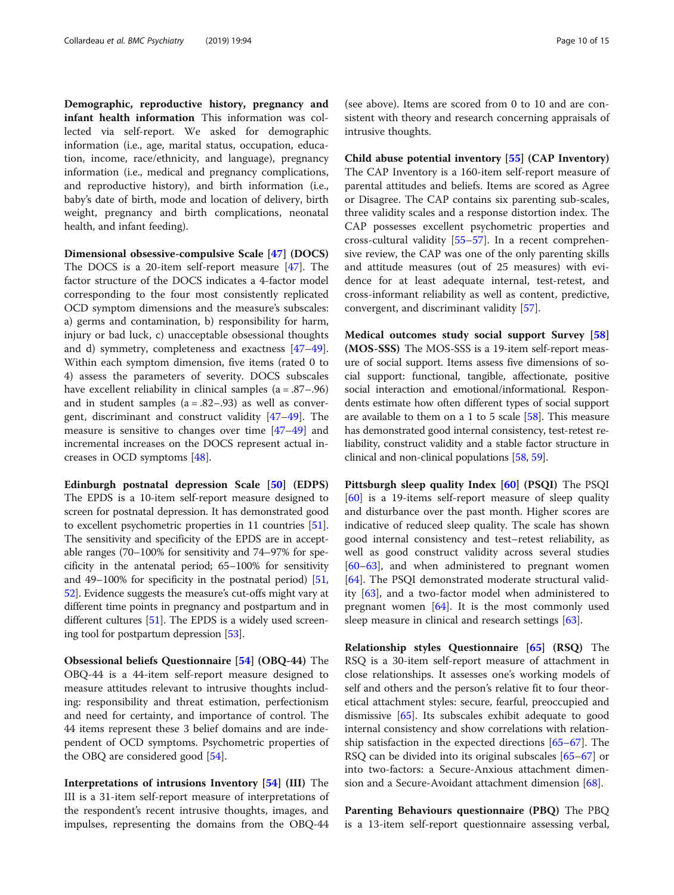**Demographic, reproductive history, pregnancy and infant health information** This information was collected via self-report. We asked for demographic information (i.e., age, marital status, occupation, education, income, race/ethnicity, and language), pregnancy information (i.e., medical and pregnancy complications, and reproductive history), and birth information (i.e., baby's date of birth, mode and location of delivery, birth weight, pregnancy and birth complications, neonatal health, and infant feeding).

**Dimensional obsessive-compulsive Scale [47] (DOCS)** The DOCS is a 20-item self-report measure [47]. The factor structure of the DOCS indicates a 4-factor model corresponding to the four most consistently replicated OCD symptom dimensions and the measure's subscales: a) germs and contamination, b) responsibility for harm, injury or bad luck, c) unacceptable obsessional thoughts and d) symmetry, completeness and exactness [47–49]. Within each symptom dimension, five items (rated 0 to 4) assess the parameters of severity. DOCS subscales have excellent reliability in clinical samples (a = .87–.96) and in student samples (a = .82–.93) as well as convergent, discriminant and construct validity [47–49]. The measure is sensitive to changes over time [47–49] and incremental increases on the DOCS represent actual increases in OCD symptoms [48].

**Edinburgh postnatal depression Scale [50] (EDPS)** The EPDS is a 10-item self-report measure designed to screen for postnatal depression. It has demonstrated good to excellent psychometric properties in 11 countries [51]. The sensitivity and specificity of the EPDS are in acceptable ranges (70–100% for sensitivity and 74–97% for specificity in the antenatal period; 65–100% for sensitivity and 49–100% for specificity in the postnatal period) [51, 52]. Evidence suggests the measure's cut-offs might vary at different time points in pregnancy and postpartum and in different cultures [51]. The EPDS is a widely used screening tool for postpartum depression [53].

**Obsessional beliefs Questionnaire [54] (OBQ-44)** The OBQ-44 is a 44-item self-report measure designed to measure attitudes relevant to intrusive thoughts including: responsibility and threat estimation, perfectionism and need for certainty, and importance of control. The 44 items represent these 3 belief domains and are independent of OCD symptoms. Psychometric properties of the OBQ are considered good [54].

**Interpretations of intrusions Inventory [54] (III)** The III is a 31-item self-report measure of interpretations of the respondent's recent intrusive thoughts, images, and impulses, representing the domains from the OBQ-44 (see above). Items are scored from 0 to 10 and are consistent with theory and research concerning appraisals of intrusive thoughts.

**Child abuse potential inventory [55] (CAP Inventory)** The CAP Inventory is a 160-item self-report measure of parental attitudes and beliefs. Items are scored as Agree or Disagree. The CAP contains six parenting sub-scales, three validity scales and a response distortion index. The CAP possesses excellent psychometric properties and cross-cultural validity [55–57]. In a recent comprehensive review, the CAP was one of the only parenting skills and attitude measures (out of 25 measures) with evidence for at least adequate internal, test-retest, and cross-informant reliability as well as content, predictive, convergent, and discriminant validity [57].

**Medical outcomes study social support Survey [58] (MOS-SSS)** The MOS-SSS is a 19-item self-report measure of social support. Items assess five dimensions of social support: functional, tangible, affectionate, positive social interaction and emotional/informational. Respondents estimate how often different types of social support are available to them on a 1 to 5 scale [58]. This measure has demonstrated good internal consistency, test-retest reliability, construct validity and a stable factor structure in clinical and non-clinical populations [58, 59].

**Pittsburgh sleep quality Index [60] (PSQI)** The PSQI [60] is a 19-items self-report measure of sleep quality and disturbance over the past month. Higher scores are indicative of reduced sleep quality. The scale has shown good internal consistency and test–retest reliability, as well as good construct validity across several studies [60–63], and when administered to pregnant women [64]. The PSQI demonstrated moderate structural validity [63], and a two-factor model when administered to pregnant women [64]. It is the most commonly used sleep measure in clinical and research settings [63].

**Relationship styles Questionnaire [65] (RSQ)** The RSQ is a 30-item self-report measure of attachment in close relationships. It assesses one's working models of self and others and the person's relative fit to four theoretical attachment styles: secure, fearful, preoccupied and dismissive [65]. Its subscales exhibit adequate to good internal consistency and show correlations with relationship satisfaction in the expected directions [65–67]. The RSQ can be divided into its original subscales [65–67] or into two-factors: a Secure-Anxious attachment dimension and a Secure-Avoidant attachment dimension [68].

**Parenting Behaviours questionnaire (PBQ)** The PBQ is a 13-item self-report questionnaire assessing verbal,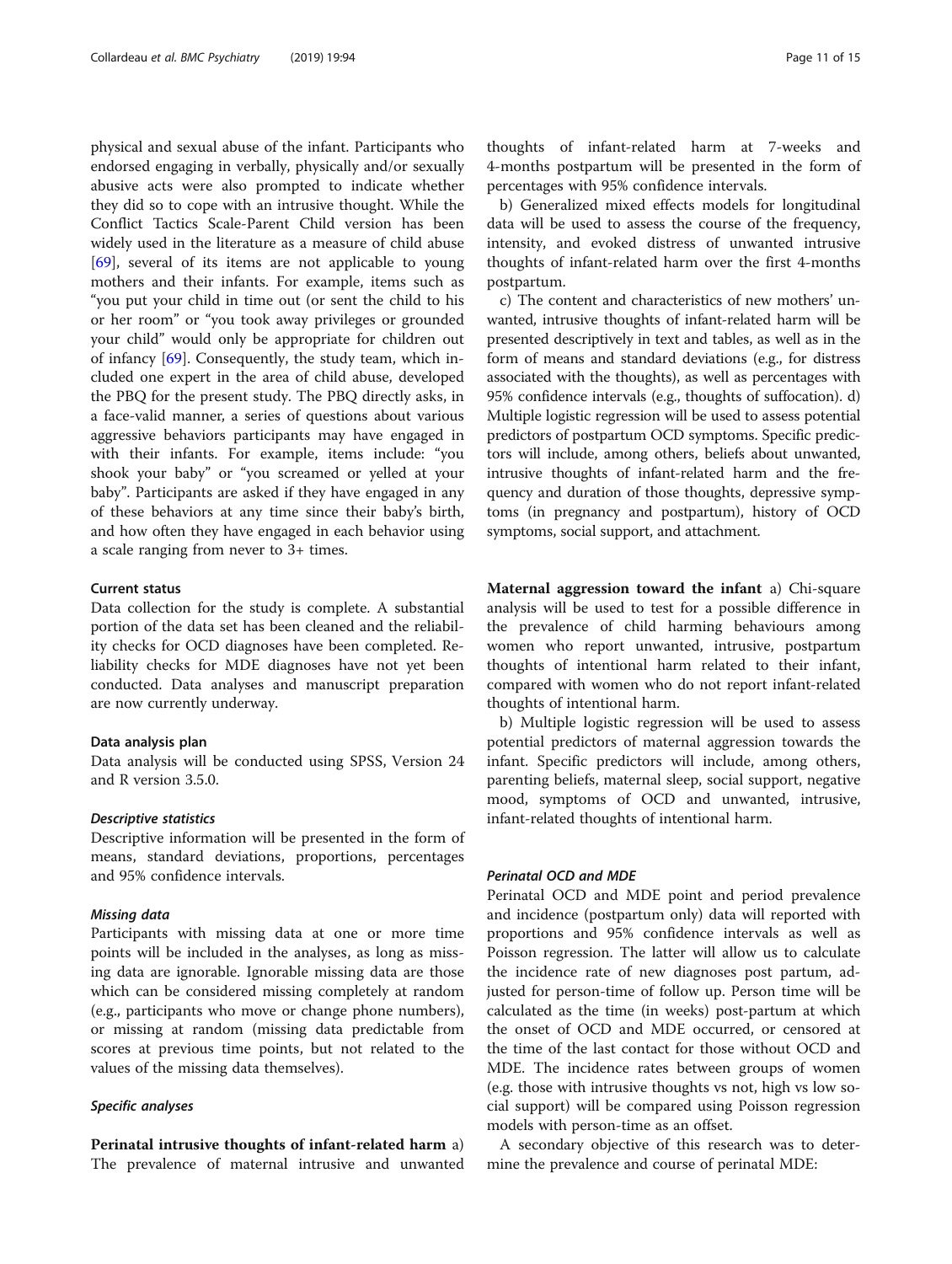physical and sexual abuse of the infant. Participants who endorsed engaging in verbally, physically and/or sexually abusive acts were also prompted to indicate whether they did so to cope with an intrusive thought. While the Conflict Tactics Scale-Parent Child version has been widely used in the literature as a measure of child abuse [69], several of its items are not applicable to young mothers and their infants. For example, items such as "you put your child in time out (or sent the child to his or her room" or "you took away privileges or grounded your child" would only be appropriate for children out of infancy [69]. Consequently, the study team, which included one expert in the area of child abuse, developed the PBQ for the present study. The PBQ directly asks, in a face-valid manner, a series of questions about various aggressive behaviors participants may have engaged in with their infants. For example, items include: "you shook your baby" or "you screamed or yelled at your baby". Participants are asked if they have engaged in any of these behaviors at any time since their baby's birth, and how often they have engaged in each behavior using a scale ranging from never to 3+ times.

### Current status

Data collection for the study is complete. A substantial portion of the data set has been cleaned and the reliability checks for OCD diagnoses have been completed. Reliability checks for MDE diagnoses have not yet been conducted. Data analyses and manuscript preparation are now currently underway.

### Data analysis plan

Data analysis will be conducted using SPSS, Version 24 and R version 3.5.0.

#### *Descriptive statistics*

Descriptive information will be presented in the form of means, standard deviations, proportions, percentages and 95% confidence intervals.

#### *Missing data*

Participants with missing data at one or more time points will be included in the analyses, as long as missing data are ignorable. Ignorable missing data are those which can be considered missing completely at random (e.g., participants who move or change phone numbers), or missing at random (missing data predictable from scores at previous time points, but not related to the values of the missing data themselves).

#### *Specific analyses*

**Perinatal intrusive thoughts of infant-related harm** a) The prevalence of maternal intrusive and unwanted thoughts of infant-related harm at 7-weeks and 4-months postpartum will be presented in the form of percentages with 95% confidence intervals.

b) Generalized mixed effects models for longitudinal data will be used to assess the course of the frequency, intensity, and evoked distress of unwanted intrusive thoughts of infant-related harm over the first 4-months postpartum.

c) The content and characteristics of new mothers' unwanted, intrusive thoughts of infant-related harm will be presented descriptively in text and tables, as well as in the form of means and standard deviations (e.g., for distress associated with the thoughts), as well as percentages with 95% confidence intervals (e.g., thoughts of suffocation). d) Multiple logistic regression will be used to assess potential predictors of postpartum OCD symptoms. Specific predictors will include, among others, beliefs about unwanted, intrusive thoughts of infant-related harm and the frequency and duration of those thoughts, depressive symptoms (in pregnancy and postpartum), history of OCD symptoms, social support, and attachment.

**Maternal aggression toward the infant** a) Chi-square analysis will be used to test for a possible difference in the prevalence of child harming behaviours among women who report unwanted, intrusive, postpartum thoughts of intentional harm related to their infant, compared with women who do not report infant-related thoughts of intentional harm.

b) Multiple logistic regression will be used to assess potential predictors of maternal aggression towards the infant. Specific predictors will include, among others, parenting beliefs, maternal sleep, social support, negative mood, symptoms of OCD and unwanted, intrusive, infant-related thoughts of intentional harm.

#### *Perinatal OCD and MDE*

Perinatal OCD and MDE point and period prevalence and incidence (postpartum only) data will reported with proportions and 95% confidence intervals as well as Poisson regression. The latter will allow us to calculate the incidence rate of new diagnoses post partum, adjusted for person-time of follow up. Person time will be calculated as the time (in weeks) post-partum at which the onset of OCD and MDE occurred, or censored at the time of the last contact for those without OCD and MDE. The incidence rates between groups of women (e.g. those with intrusive thoughts vs not, high vs low social support) will be compared using Poisson regression models with person-time as an offset.

A secondary objective of this research was to determine the prevalence and course of perinatal MDE: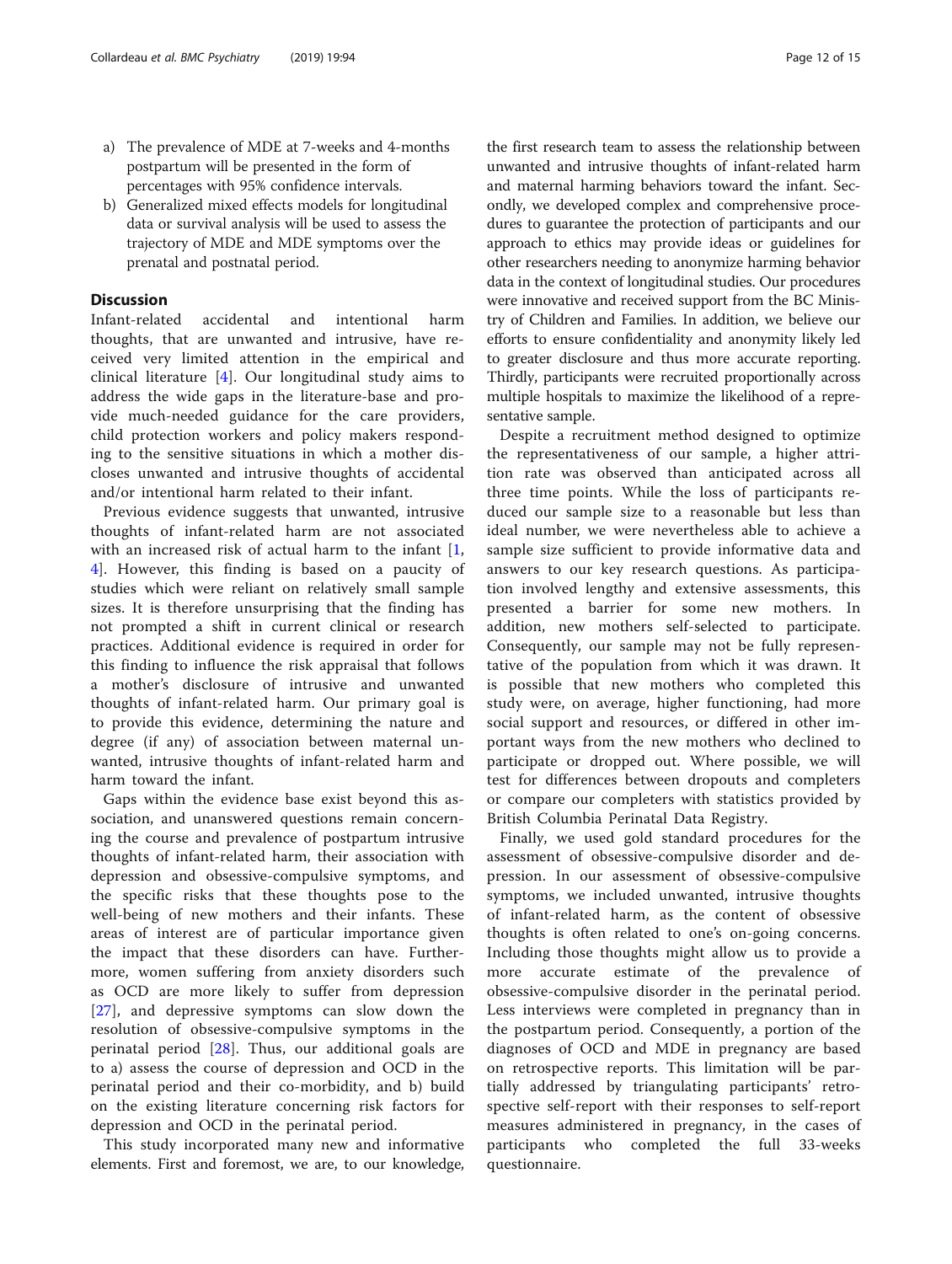a) The prevalence of MDE at 7-weeks and 4-months postpartum will be presented in the form of percentages with 95% confidence intervals.
b) Generalized mixed effects models for longitudinal data or survival analysis will be used to assess the trajectory of MDE and MDE symptoms over the prenatal and postnatal period.

## Discussion

Infant-related accidental and intentional harm thoughts, that are unwanted and intrusive, have received very limited attention in the empirical and clinical literature [4]. Our longitudinal study aims to address the wide gaps in the literature-base and provide much-needed guidance for the care providers, child protection workers and policy makers responding to the sensitive situations in which a mother discloses unwanted and intrusive thoughts of accidental and/or intentional harm related to their infant.

Previous evidence suggests that unwanted, intrusive thoughts of infant-related harm are not associated with an increased risk of actual harm to the infant [1, 4]. However, this finding is based on a paucity of studies which were reliant on relatively small sample sizes. It is therefore unsurprising that the finding has not prompted a shift in current clinical or research practices. Additional evidence is required in order for this finding to influence the risk appraisal that follows a mother's disclosure of intrusive and unwanted thoughts of infant-related harm. Our primary goal is to provide this evidence, determining the nature and degree (if any) of association between maternal unwanted, intrusive thoughts of infant-related harm and harm toward the infant.

Gaps within the evidence base exist beyond this association, and unanswered questions remain concerning the course and prevalence of postpartum intrusive thoughts of infant-related harm, their association with depression and obsessive-compulsive symptoms, and the specific risks that these thoughts pose to the well-being of new mothers and their infants. These areas of interest are of particular importance given the impact that these disorders can have. Furthermore, women suffering from anxiety disorders such as OCD are more likely to suffer from depression [27], and depressive symptoms can slow down the resolution of obsessive-compulsive symptoms in the perinatal period [28]. Thus, our additional goals are to a) assess the course of depression and OCD in the perinatal period and their co-morbidity, and b) build on the existing literature concerning risk factors for depression and OCD in the perinatal period.

This study incorporated many new and informative elements. First and foremost, we are, to our knowledge, the first research team to assess the relationship between unwanted and intrusive thoughts of infant-related harm and maternal harming behaviors toward the infant. Secondly, we developed complex and comprehensive procedures to guarantee the protection of participants and our approach to ethics may provide ideas or guidelines for other researchers needing to anonymize harming behavior data in the context of longitudinal studies. Our procedures were innovative and received support from the BC Ministry of Children and Families. In addition, we believe our efforts to ensure confidentiality and anonymity likely led to greater disclosure and thus more accurate reporting. Thirdly, participants were recruited proportionally across multiple hospitals to maximize the likelihood of a representative sample.

Despite a recruitment method designed to optimize the representativeness of our sample, a higher attrition rate was observed than anticipated across all three time points. While the loss of participants reduced our sample size to a reasonable but less than ideal number, we were nevertheless able to achieve a sample size sufficient to provide informative data and answers to our key research questions. As participation involved lengthy and extensive assessments, this presented a barrier for some new mothers. In addition, new mothers self-selected to participate. Consequently, our sample may not be fully representative of the population from which it was drawn. It is possible that new mothers who completed this study were, on average, higher functioning, had more social support and resources, or differed in other important ways from the new mothers who declined to participate or dropped out. Where possible, we will test for differences between dropouts and completers or compare our completers with statistics provided by British Columbia Perinatal Data Registry.

Finally, we used gold standard procedures for the assessment of obsessive-compulsive disorder and depression. In our assessment of obsessive-compulsive symptoms, we included unwanted, intrusive thoughts of infant-related harm, as the content of obsessive thoughts is often related to one's on-going concerns. Including those thoughts might allow us to provide a more accurate estimate of the prevalence of obsessive-compulsive disorder in the perinatal period. Less interviews were completed in pregnancy than in the postpartum period. Consequently, a portion of the diagnoses of OCD and MDE in pregnancy are based on retrospective reports. This limitation will be partially addressed by triangulating participants' retrospective self-report with their responses to self-report measures administered in pregnancy, in the cases of participants who completed the full 33-weeks questionnaire.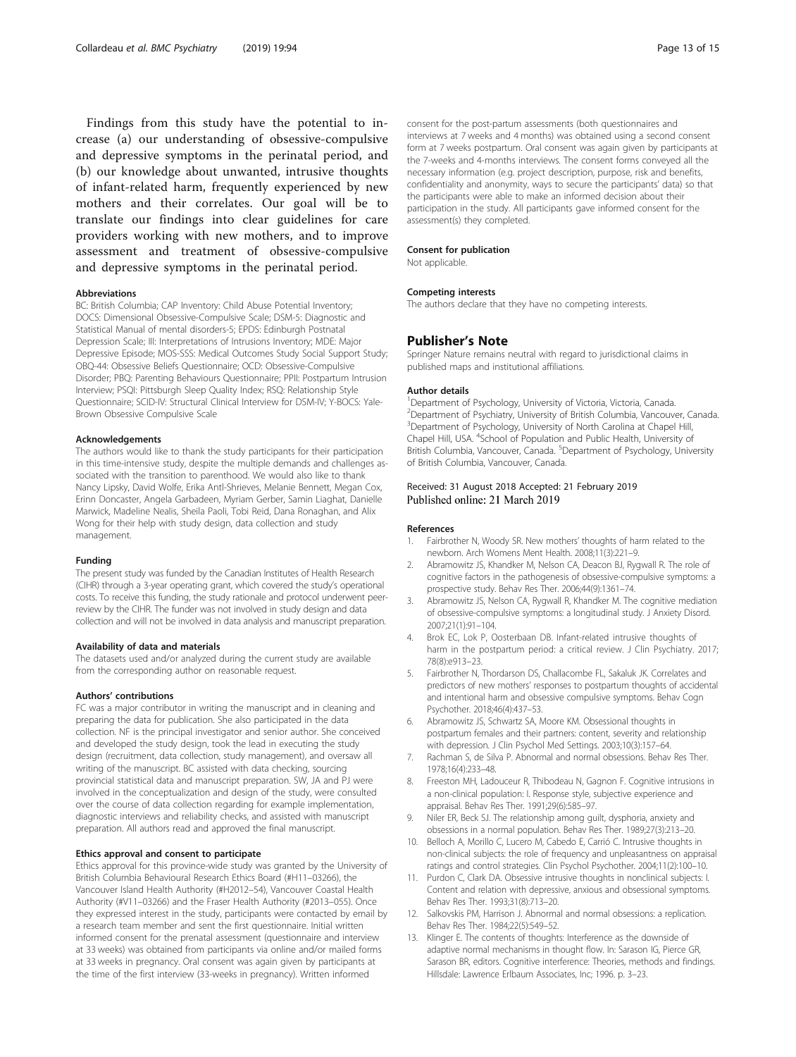Findings from this study have the potential to increase (a) our understanding of obsessive-compulsive and depressive symptoms in the perinatal period, and (b) our knowledge about unwanted, intrusive thoughts of infant-related harm, frequently experienced by new mothers and their correlates. Our goal will be to translate our findings into clear guidelines for care providers working with new mothers, and to improve assessment and treatment of obsessive-compulsive and depressive symptoms in the perinatal period.

#### Abbreviations

BC: British Columbia; CAP Inventory: Child Abuse Potential Inventory; DOCS: Dimensional Obsessive-Compulsive Scale; DSM-5: Diagnostic and Statistical Manual of mental disorders-5; EPDS: Edinburgh Postnatal Depression Scale; III: Interpretations of Intrusions Inventory; MDE: Major Depressive Episode; MOS-SSS: Medical Outcomes Study Social Support Study; OBQ-44: Obsessive Beliefs Questionnaire; OCD: Obsessive-Compulsive Disorder; PBQ: Parenting Behaviours Questionnaire; PPII: Postpartum Intrusion Interview; PSQI: Pittsburgh Sleep Quality Index; RSQ: Relationship Style Questionnaire; SCID-IV: Structural Clinical Interview for DSM-IV; Y-BOCS: Yale-Brown Obsessive Compulsive Scale

#### Acknowledgements

The authors would like to thank the study participants for their participation in this time-intensive study, despite the multiple demands and challenges associated with the transition to parenthood. We would also like to thank Nancy Lipsky, David Wolfe, Erika Antl-Shrieves, Melanie Bennett, Megan Cox, Erinn Doncaster, Angela Garbadeen, Myriam Gerber, Samin Liaghat, Danielle Marwick, Madeline Nealis, Sheila Paoli, Tobi Reid, Dana Ronaghan, and Alix Wong for their help with study design, data collection and study management.

#### Funding

The present study was funded by the Canadian Institutes of Health Research (CIHR) through a 3-year operating grant, which covered the study's operational costs. To receive this funding, the study rationale and protocol underwent peer-review by the CIHR. The funder was not involved in study design and data collection and will not be involved in data analysis and manuscript preparation.

#### Availability of data and materials

The datasets used and/or analyzed during the current study are available from the corresponding author on reasonable request.

#### Authors' contributions

FC was a major contributor in writing the manuscript and in cleaning and preparing the data for publication. She also participated in the data collection. NF is the principal investigator and senior author. She conceived and developed the study design, took the lead in executing the study design (recruitment, data collection, study management), and oversaw all writing of the manuscript. BC assisted with data checking, sourcing provincial statistical data and manuscript preparation. SW, JA and PJ were involved in the conceptualization and design of the study, were consulted over the course of data collection regarding for example implementation, diagnostic interviews and reliability checks, and assisted with manuscript preparation. All authors read and approved the final manuscript.

#### Ethics approval and consent to participate

Ethics approval for this province-wide study was granted by the University of British Columbia Behavioural Research Ethics Board (#H11–03266), the Vancouver Island Health Authority (#H2012–54), Vancouver Coastal Health Authority (#V11–03266) and the Fraser Health Authority (#2013–055). Once they expressed interest in the study, participants were contacted by email by a research team member and sent the first questionnaire. Initial written informed consent for the prenatal assessment (questionnaire and interview at 33 weeks) was obtained from participants via online and/or mailed forms at 33 weeks in pregnancy. Oral consent was again given by participants at the time of the first interview (33-weeks in pregnancy). Written informed consent for the post-partum assessments (both questionnaires and interviews at 7 weeks and 4 months) was obtained using a second consent form at 7 weeks postpartum. Oral consent was again given by participants at the 7-weeks and 4-months interviews. The consent forms conveyed all the necessary information (e.g. project description, purpose, risk and benefits, confidentiality and anonymity, ways to secure the participants' data) so that the participants were able to make an informed decision about their participation in the study. All participants gave informed consent for the assessment(s) they completed.

#### Consent for publication

Not applicable.

#### Competing interests

The authors declare that they have no competing interests.

### Publisher's Note

Springer Nature remains neutral with regard to jurisdictional claims in published maps and institutional affiliations.

#### Author details

[1]Department of Psychology, University of Victoria, Victoria, Canada. [2]Department of Psychiatry, University of British Columbia, Vancouver, Canada. [3]Department of Psychology, University of North Carolina at Chapel Hill, Chapel Hill, USA. [4]School of Population and Public Health, University of British Columbia, Vancouver, Canada. [5]Department of Psychology, University of British Columbia, Vancouver, Canada.

Received: 31 August 2018 Accepted: 21 February 2019
Published online: 21 March 2019

#### References

1. Fairbrother N, Woody SR. New mothers' thoughts of harm related to the newborn. Arch Womens Ment Health. 2008;11(3):221–9.
2. Abramowitz JS, Khandker M, Nelson CA, Deacon BJ, Rygwall R. The role of cognitive factors in the pathogenesis of obsessive-compulsive symptoms: a prospective study. Behav Res Ther. 2006;44(9):1361–74.
3. Abramowitz JS, Nelson CA, Rygwall R, Khandker M. The cognitive mediation of obsessive-compulsive symptoms: a longitudinal study. J Anxiety Disord. 2007;21(1):91–104.
4. Brok EC, Lok P, Oosterbaan DB. Infant-related intrusive thoughts of harm in the postpartum period: a critical review. J Clin Psychiatry. 2017; 78(8):e913–23.
5. Fairbrother N, Thordarson DS, Challacombe FL, Sakaluk JK. Correlates and predictors of new mothers' responses to postpartum thoughts of accidental and intentional harm and obsessive compulsive symptoms. Behav Cogn Psychother. 2018;46(4):437–53.
6. Abramowitz JS, Schwartz SA, Moore KM. Obsessional thoughts in postpartum females and their partners: content, severity and relationship with depression. J Clin Psychol Med Settings. 2003;10(3):157–64.
7. Rachman S, de Silva P. Abnormal and normal obsessions. Behav Res Ther. 1978;16(4):233–48.
8. Freeston MH, Ladouceur R, Thibodeau N, Gagnon F. Cognitive intrusions in a non-clinical population: I. Response style, subjective experience and appraisal. Behav Res Ther. 1991;29(6):585–97.
9. Niler ER, Beck SJ. The relationship among guilt, dysphoria, anxiety and obsessions in a normal population. Behav Res Ther. 1989;27(3):213–20.
10. Belloch A, Morillo C, Lucero M, Cabedo E, Carrió C. Intrusive thoughts in non-clinical subjects: the role of frequency and unpleasantness on appraisal ratings and control strategies. Clin Psychol Psychother. 2004;11(2):100–10.
11. Purdon C, Clark DA. Obsessive intrusive thoughts in nonclinical subjects: I. Content and relation with depressive, anxious and obsessional symptoms. Behav Res Ther. 1993;31(8):713–20.
12. Salkovskis PM, Harrison J. Abnormal and normal obsessions: a replication. Behav Res Ther. 1984;22(5):549–52.
13. Klinger E. The contents of thoughts: Interference as the downside of adaptive normal mechanisms in thought flow. In: Sarason IG, Pierce GR, Sarason BR, editors. Cognitive interference: Theories, methods and findings. Hillsdale: Lawrence Erlbaum Associates, Inc; 1996. p. 3–23.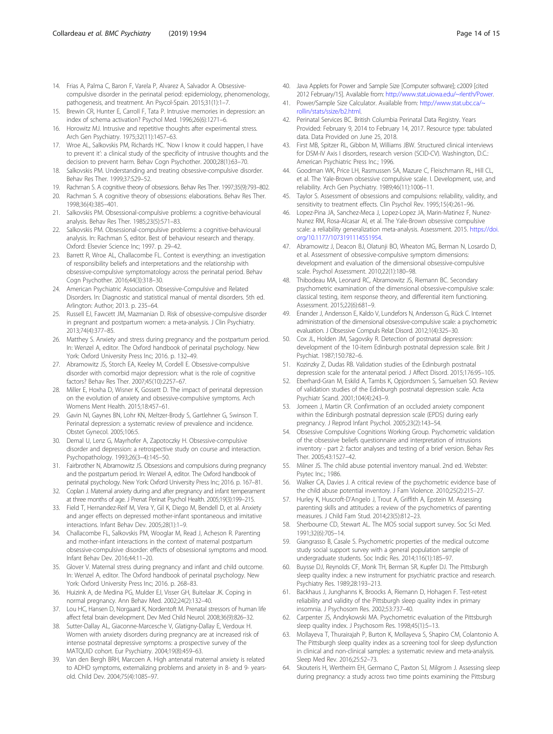14. Frias A, Palma C, Baron F, Varela P, Alvarez A, Salvador A. Obsessive-compulsive disorder in the perinatal period: epidemiology, phenomenology, pathogenesis, and treatment. An Psycol-Spain. 2015;31(1):1–7.
15. Brewin CR, Hunter E, Carroll F, Tata P. Intrusive memories in depression: an index of schema activation? Psychol Med. 1996;26(6):1271–6.
16. Horowitz MJ. Intrusive and repetitive thoughts after experimental stress. Arch Gen Psychiatry. 1975;32(11):1457–63.
17. Wroe AL, Salkovskis PM, Richards HC. 'Now I know it could happen, I have to prevent it': a clinical study of the specificity of intrusive thoughts and the decision to prevent harm. Behav Cogn Psychother. 2000;28(1):63–70.
18. Salkovskis PM. Understanding and treating obsessive-compulsive disorder. Behav Res Ther. 1999;37:S29–52.
19. Rachman S. A cognitive theory of obsessions. Behav Res Ther. 1997;35(9):793–802.
20. Rachman S. A cognitive theory of obsessions: elaborations. Behav Res Ther. 1998;36(4):385–401.
21. Salkovskis PM. Obsessional-compulsive problems: a cognitive-behavioural analysis. Behav Res Ther. 1985;23(5):571–83.
22. Salkovskis PM. Obsessional-compulsive problems: a cognitive-behavioural analysis. In: Rachman S, editor. Best of behaviour research and therapy. Oxford: Elsevier Science Inc; 1997. p. 29–42.
23. Barrett R, Wroe AL, Challacombe FL. Context is everything: an investigation of responsibility beliefs and interpretations and the relationship with obsessive-compulsive symptomatology across the perinatal period. Behav Cogn Psychother. 2016;44(3):318–30.
24. American Psychiatric Association. Obsessive-Compulsive and Related Disorders. In: Diagnostic and statistical manual of mental disorders. 5th ed. Arlington: Author; 2013. p. 235–64.
25. Russell EJ, Fawcett JM, Mazmanian D. Risk of obsessive-compulsive disorder in pregnant and postpartum women: a meta-analysis. J Clin Psychiatry. 2013;74(4):377–85.
26. Matthey S. Anxiety and stress during pregnancy and the postpartum period. In: Wenzel A, editor. The Oxford handbook of perinatal psychology. New York: Oxford University Press Inc; 2016. p. 132–49.
27. Abramowitz JS, Storch EA, Keeley M, Cordell E. Obsessive-compulsive disorder with comorbid major depression: what is the role of cognitive factors? Behav Res Ther. 2007;45(10):2257–67.
28. Miller E, Hoxha D, Wisner K, Gossett D. The impact of perinatal depression on the evolution of anxiety and obsessive-compulsive symptoms. Arch Womens Ment Health. 2015;18:457–61.
29. Gavin NI, Gaynes BN, Lohr KN, Meltzer-Brody S, Gartlehner G, Swinson T. Perinatal depression: a systematic review of prevalence and incidence. Obstet Gynecol. 2005;106:5.
30. Demal U, Lenz G, Mayrhofer A, Zapotoczky H. Obsessive-compulsive disorder and depression: a retrospective study on course and interaction. Psychopathology. 1993;26(3–4):145–50.
31. Fairbrother N, Abramowitz JS. Obsessions and compulsions during pregnancy and the postpartum period. In: Wenzel A, editor. The Oxford handbook of perinatal psychology. New York: Oxford University Press Inc; 2016. p. 167–81.
32. Coplan J. Maternal anxiety during and after pregnancy and infant temperament at three months of age. J Prenat Perinat Psychol Health. 2005;19(3):199–215.
33. Field T, Hernandez-Reif M, Vera Y, Gil K, Diego M, Bendell D, et al. Anxiety and anger effects on depressed mother-infant spontaneous and imitative interactions. Infant Behav Dev. 2005;28(1):1–9.
34. Challacombe FL, Salkovskis PM, Wooglar M, Read J, Acheson R. Parenting and mother-infant interactions in the context of maternal postpartum obsessive-compulsive disorder: effects of obsessional symptoms and mood. Infant Behav Dev. 2016;44:11–20.
35. Glover V. Maternal stress during pregnancy and infant and child outcome. In: Wenzel A, editor. The Oxford handbook of perinatal psychology. New York: Oxford University Press Inc; 2016. p. 268–83.
36. Huizink A, de Medina PG, Mulder EJ, Visser GH, Buitelaar JK. Coping in normal pregnancy. Ann Behav Med. 2002;24(2):132–40.
37. Lou HC, Hansen D, Norgaard K, Nordentoft M. Prenatal stressors of human life affect fetal brain development. Dev Med Child Neurol. 2008;36(9):826–32.
38. Sutter-Dallay AL, Giaconne-Marcesche V, Glatigny-Dallay E, Verdoux H. Women with anxiety disorders during pregnancy are at increased risk of intense postnatal depressive symptoms: a prospective survey of the MATQUID cohort. Eur Psychiatry. 2004;19(8):459–63.
39. Van den Bergh BRH, Marcoen A. High antenatal maternal anxiety is related to ADHD symptoms, externalizing problems and anxiety in 8- and 9- years-old. Child Dev. 2004;75(4):1085–97.
40. Java Applets for Power and Sample Size [Computer software]; c2009 [cited 2012 February/15]. Available from: http://www.stat.uiowa.edu/~rlenth/Power.
41. Power/Sample Size Calculator. Available from: http://www.stat.ubc.ca/~rollin/stats/ssize/b2.html.
42. Perinatal Services BC. British Columbia Perinatal Data Registry. Years Provided: February 9, 2014 to February 14, 2017. Resource type: tabulated data. Data Provided on June 25, 2018.
43. First MB, Spitzer RL, Gibbon M, Williams JBW. Structured clinical interviews for DSM-IV Axis I disorders, research version (SCID-CV). Washington, D.C.: American Psychiatric Press Inc.; 1996.
44. Goodman WK, Price LH, Rasmussen SA, Mazure C, Fleischmann RL, Hill CL, et al. The Yale-Brown obsessive compulsive scale. I. Development, use, and reliability. Arch Gen Psychiatry. 1989;46(11):1006–11.
45. Taylor S. Assessment of obsessions and compulsions: reliability, validity, and sensitivity to treatment effects. Clin Psychol Rev. 1995;15(4):261–96.
46. Lopez-Pina JA, Sanchez-Meca J, Lopez-Lopez JA, Marin-Matinez F, Nunez-Nunez RM, Rosa-Alcasar AI, et al. The Yale-Brown obsessive compulsive scale: a reliability generalization meta-analysis. Assessment. 2015. https://doi.org/10.1177/1073191114551954.
47. Abramowitz J, Deacon BJ, Olatunji BO, Wheaton MG, Berman N, Losardo D, et al. Assessment of obsessive-compulsive symptom dimensions: development and evaluation of the dimensional obsessive-compulsive scale. Psychol Assessment. 2010;22(1):180–98.
48. Thibodeau MA, Leonard RC, Abramowitz JS, Riemann BC. Secondary psychometric examination of the dimensional obsessive-compulsive scale: classical testing, item response theory, and differential item functioning. Assessment. 2015;22(6):681–9.
49. Enander J, Andersson E, Kaldo V, Lundefors N, Andersson G, Rück C. Internet administration of the dimensional obsessive-compulsive scale: a psychometric evaluation. J Obsessive Compuls Relat Disord. 2012;1(4):325–30.
50. Cox JL, Holden JM, Sagovsky R. Detection of postnatal depression: development of the 10-item Edinburgh postnatal depression scale. Brit J Psychiat. 1987;150:782–6.
51. Kozinzky Z, Dudas RB. Validation studies of the Edinburgh postnatal depression scale for the antenatal period. J Affect Disord. 2015;176:95–105.
52. Eberhard-Gran M, Eskild A, Tambs K, Opjordsmoen S, Samuelsen SO. Review of validation studies of the Edinburgh postnatal depression scale. Acta Psychiatr Scand. 2001;104(4):243–9.
53. Jomeen J, Martin CR. Confirmation of an occluded anxiety component within the Edinburgh postnatal depression scale (EPDS) during early pregnancy. J Reprod Infant Psychol. 2005;23(2):143–54.
54. Obsessive Compulsive Cognitions Working Group. Psychometric validation of the obsessive beliefs questionnaire and interpretation of intrusions inventory - part 2: factor analyses and testing of a brief version. Behav Res Ther. 2005;43:1527–42.
55. Milner JS. The child abuse potential inventory manual. 2nd ed. Webster: Psytec Inc.; 1986.
56. Walker CA, Davies J. A critical review of the psychometric evidence base of the child abuse potential inventory. J Fam Violence. 2010;25(2):215–27.
57. Hurley K, Huscroft-D'Angelo J, Trout A, Griffith A, Epstein M. Assessing parenting skills and attitudes: a review of the psychometrics of parenting measures. J Child Fam Stud. 2014;23(5):812–23.
58. Sherbourne CD, Stewart AL. The MOS social support survey. Soc Sci Med. 1991;32(6):705–14.
59. Giangrasso B, Casale S. Psychometric properties of the medical outcome study social support survey with a general population sample of undergraduate students. Soc Indic Res. 2014;116(1):185–97.
60. Buysse DJ, Reynolds CF, Monk TH, Berman SR, Kupfer DJ. The Pittsburgh sleep quality index: a new instrument for psychiatric practice and research. Psychiatry Res. 1989;28:193–213.
61. Backhaus J, Junghanns K, Broocks A, Riemann D, Hohagen F. Test-retest reliability and validity of the Pittsburgh sleep quality index in primary insomnia. J Psychosom Res. 2002;53:737–40.
62. Carpenter JS, Andrykowski MA. Psychometric evaluation of the Pittsburgh sleep quality index. J Psychosom Res. 1998;45(1):5–13.
63. Mollayeva T, Thurairajah P, Burton K, Mollayeva S, Shapiro CM, Colantonio A. The Pittsburgh sleep quality index as a screening tool for sleep dysfunction in clinical and non-clinical samples: a systematic review and meta-analysis. Sleep Med Rev. 2016;25:52–73.
64. Skouteris H, Wertheim EH, Germano C, Paxton SJ, Milgrom J. Assessing sleep during pregnancy: a study across two time points examining the Pittsburg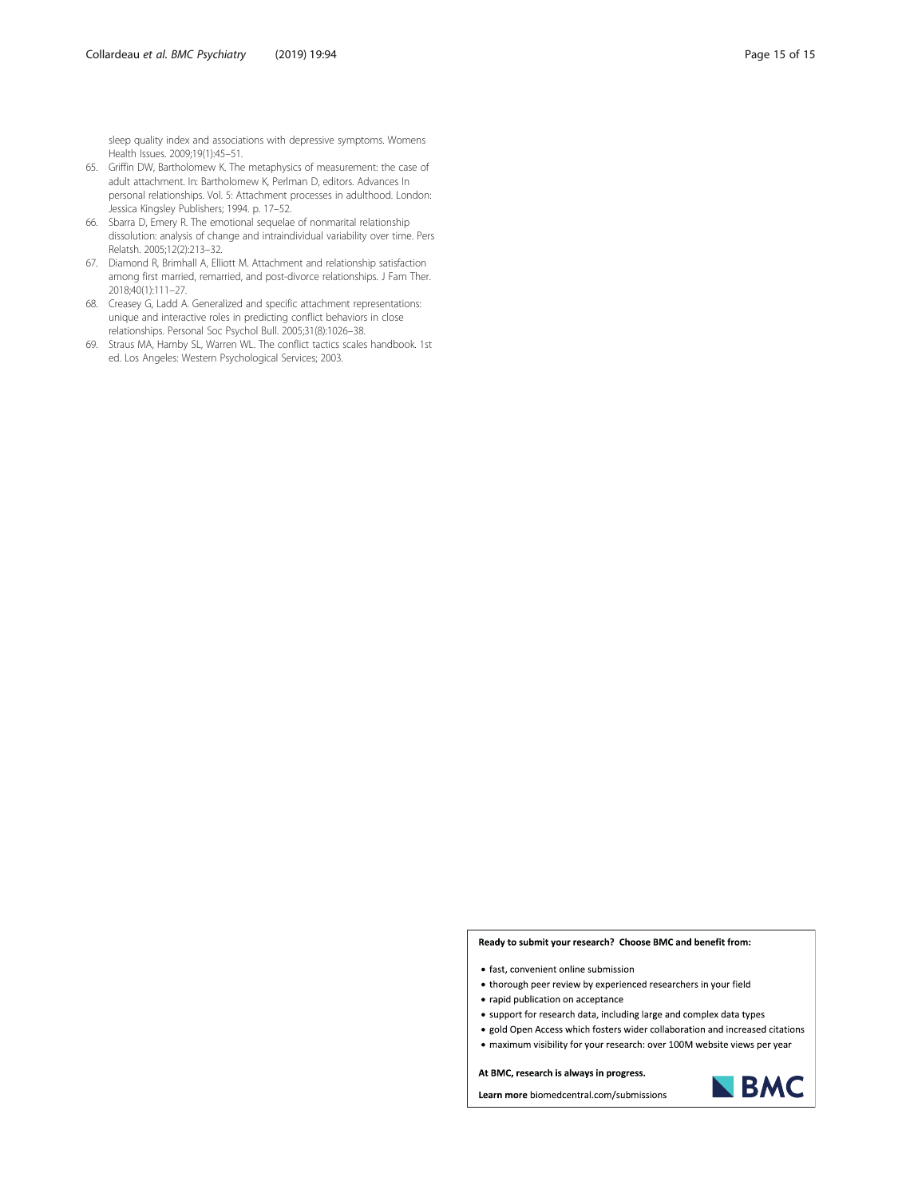sleep quality index and associations with depressive symptoms. Womens Health Issues. 2009;19(1):45–51.

65. Griffin DW, Bartholomew K. The metaphysics of measurement: the case of adult attachment. In: Bartholomew K, Perlman D, editors. Advances In personal relationships. Vol. 5: Attachment processes in adulthood. London: Jessica Kingsley Publishers; 1994. p. 17–52.
66. Sbarra D, Emery R. The emotional sequelae of nonmarital relationship dissolution: analysis of change and intraindividual variability over time. Pers Relatsh. 2005;12(2):213–32.
67. Diamond R, Brimhall A, Elliott M. Attachment and relationship satisfaction among first married, remarried, and post-divorce relationships. J Fam Ther. 2018;40(1):111–27.
68. Creasey G, Ladd A. Generalized and specific attachment representations: unique and interactive roles in predicting conflict behaviors in close relationships. Personal Soc Psychol Bull. 2005;31(8):1026–38.
69. Straus MA, Hamby SL, Warren WL. The conflict tactics scales handbook. 1st ed. Los Angeles: Western Psychological Services; 2003.

**Ready to submit your research? Choose BMC and benefit from:**

- fast, convenient online submission
- thorough peer review by experienced researchers in your field
- rapid publication on acceptance
- support for research data, including large and complex data types
- gold Open Access which fosters wider collaboration and increased citations
- maximum visibility for your research: over 100M website views per year

**At BMC, research is always in progress.**

**Learn more** biomedcentral.com/submissions

BMC